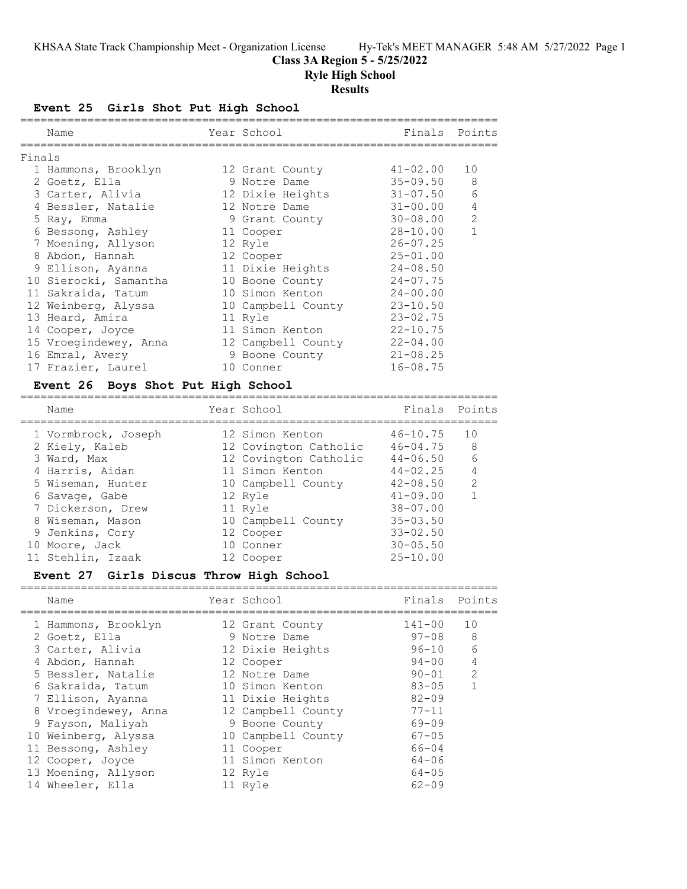KHSAA State Track Championship Meet - Organization License    Hy-Tek's MEET MANAGER 5:48 AM 5/27/2022 Page 1

# Class 3A Region 5 - 5/25/2022

## Ryle High School

## Results

### Event 25 Girls Shot Put High School

**Finals**

| | Name | Year | School | Finals | Points |
|---|---|---|---|---|---|
| 1 | Hammons, Brooklyn | 12 | Grant County | 41-02.00 | 10 |
| 2 | Goetz, Ella | 9 | Notre Dame | 35-09.50 | 8 |
| 3 | Carter, Alivia | 12 | Dixie Heights | 31-07.50 | 6 |
| 4 | Bessler, Natalie | 12 | Notre Dame | 31-00.00 | 4 |
| 5 | Ray, Emma | 9 | Grant County | 30-08.00 | 2 |
| 6 | Bessong, Ashley | 11 | Cooper | 28-10.00 | 1 |
| 7 | Moening, Allyson | 12 | Ryle | 26-07.25 | |
| 8 | Abdon, Hannah | 12 | Cooper | 25-01.00 | |
| 9 | Ellison, Ayanna | 11 | Dixie Heights | 24-08.50 | |
| 10 | Sierocki, Samantha | 10 | Boone County | 24-07.75 | |
| 11 | Sakraida, Tatum | 10 | Simon Kenton | 24-00.00 | |
| 12 | Weinberg, Alyssa | 10 | Campbell County | 23-10.50 | |
| 13 | Heard, Amira | 11 | Ryle | 23-02.75 | |
| 14 | Cooper, Joyce | 11 | Simon Kenton | 22-10.75 | |
| 15 | Vroegindewey, Anna | 12 | Campbell County | 22-04.00 | |
| 16 | Emral, Avery | 9 | Boone County | 21-08.25 | |
| 17 | Frazier, Laurel | 10 | Conner | 16-08.75 | |

### Event 26 Boys Shot Put High School

| | Name | Year | School | Finals | Points |
|---|---|---|---|---|---|
| 1 | Vormbrock, Joseph | 12 | Simon Kenton | 46-10.75 | 10 |
| 2 | Kiely, Kaleb | 12 | Covington Catholic | 46-04.75 | 8 |
| 3 | Ward, Max | 12 | Covington Catholic | 44-06.50 | 6 |
| 4 | Harris, Aidan | 11 | Simon Kenton | 44-02.25 | 4 |
| 5 | Wiseman, Hunter | 10 | Campbell County | 42-08.50 | 2 |
| 6 | Savage, Gabe | 12 | Ryle | 41-09.00 | 1 |
| 7 | Dickerson, Drew | 11 | Ryle | 38-07.00 | |
| 8 | Wiseman, Mason | 10 | Campbell County | 35-03.50 | |
| 9 | Jenkins, Cory | 12 | Cooper | 33-02.50 | |
| 10 | Moore, Jack | 10 | Conner | 30-05.50 | |
| 11 | Stehlin, Izaak | 12 | Cooper | 25-10.00 | |

### Event 27 Girls Discus Throw High School

| | Name | Year | School | Finals | Points |
|---|---|---|---|---|---|
| 1 | Hammons, Brooklyn | 12 | Grant County | 141-00 | 10 |
| 2 | Goetz, Ella | 9 | Notre Dame | 97-08 | 8 |
| 3 | Carter, Alivia | 12 | Dixie Heights | 96-10 | 6 |
| 4 | Abdon, Hannah | 12 | Cooper | 94-00 | 4 |
| 5 | Bessler, Natalie | 12 | Notre Dame | 90-01 | 2 |
| 6 | Sakraida, Tatum | 10 | Simon Kenton | 83-05 | 1 |
| 7 | Ellison, Ayanna | 11 | Dixie Heights | 82-09 | |
| 8 | Vroegindewey, Anna | 12 | Campbell County | 77-11 | |
| 9 | Fayson, Maliyah | 9 | Boone County | 69-09 | |
| 10 | Weinberg, Alyssa | 10 | Campbell County | 67-05 | |
| 11 | Bessong, Ashley | 11 | Cooper | 66-04 | |
| 12 | Cooper, Joyce | 11 | Simon Kenton | 64-06 | |
| 13 | Moening, Allyson | 12 | Ryle | 64-05 | |
| 14 | Wheeler, Ella | 11 | Ryle | 62-09 | |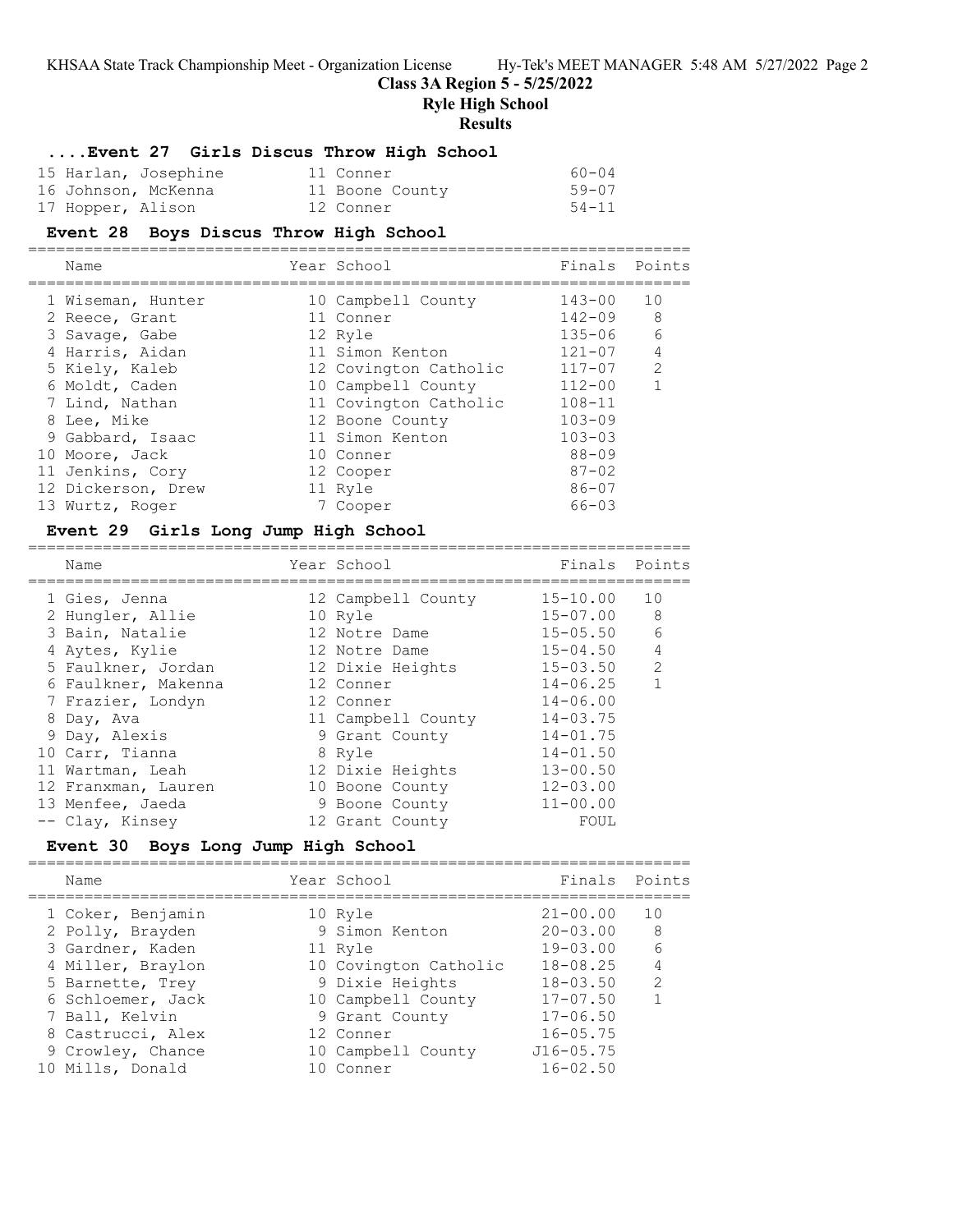# Class 3A Region 5 - 5/25/2022

## Ryle High School

### Results

#### ....Event 27 Girls Discus Throw High School

| Name | Year | School | Finals | Points |
|---|---|---|---|---|
| 15 Harlan, Josephine | 11 | Conner | 60-04 | |
| 16 Johnson, McKenna | 11 | Boone County | 59-07 | |
| 17 Hopper, Alison | 12 | Conner | 54-11 | |

#### Event 28 Boys Discus Throw High School

| Name | Year | School | Finals | Points |
|---|---|---|---|---|
| 1 Wiseman, Hunter | 10 | Campbell County | 143-00 | 10 |
| 2 Reece, Grant | 11 | Conner | 142-09 | 8 |
| 3 Savage, Gabe | 12 | Ryle | 135-06 | 6 |
| 4 Harris, Aidan | 11 | Simon Kenton | 121-07 | 4 |
| 5 Kiely, Kaleb | 12 | Covington Catholic | 117-07 | 2 |
| 6 Moldt, Caden | 10 | Campbell County | 112-00 | 1 |
| 7 Lind, Nathan | 11 | Covington Catholic | 108-11 | |
| 8 Lee, Mike | 12 | Boone County | 103-09 | |
| 9 Gabbard, Isaac | 11 | Simon Kenton | 103-03 | |
| 10 Moore, Jack | 10 | Conner | 88-09 | |
| 11 Jenkins, Cory | 12 | Cooper | 87-02 | |
| 12 Dickerson, Drew | 11 | Ryle | 86-07 | |
| 13 Wurtz, Roger | 7 | Cooper | 66-03 | |

#### Event 29 Girls Long Jump High School

| Name | Year | School | Finals | Points |
|---|---|---|---|---|
| 1 Gies, Jenna | 12 | Campbell County | 15-10.00 | 10 |
| 2 Hungler, Allie | 10 | Ryle | 15-07.00 | 8 |
| 3 Bain, Natalie | 12 | Notre Dame | 15-05.50 | 6 |
| 4 Aytes, Kylie | 12 | Notre Dame | 15-04.50 | 4 |
| 5 Faulkner, Jordan | 12 | Dixie Heights | 15-03.50 | 2 |
| 6 Faulkner, Makenna | 12 | Conner | 14-06.25 | 1 |
| 7 Frazier, Londyn | 12 | Conner | 14-06.00 | |
| 8 Day, Ava | 11 | Campbell County | 14-03.75 | |
| 9 Day, Alexis | 9 | Grant County | 14-01.75 | |
| 10 Carr, Tianna | 8 | Ryle | 14-01.50 | |
| 11 Wartman, Leah | 12 | Dixie Heights | 13-00.50 | |
| 12 Franxman, Lauren | 10 | Boone County | 12-03.00 | |
| 13 Menfee, Jaeda | 9 | Boone County | 11-00.00 | |
| -- Clay, Kinsey | 12 | Grant County | FOUL | |

#### Event 30 Boys Long Jump High School

| Name | Year | School | Finals | Points |
|---|---|---|---|---|
| 1 Coker, Benjamin | 10 | Ryle | 21-00.00 | 10 |
| 2 Polly, Brayden | 9 | Simon Kenton | 20-03.00 | 8 |
| 3 Gardner, Kaden | 11 | Ryle | 19-03.00 | 6 |
| 4 Miller, Braylon | 10 | Covington Catholic | 18-08.25 | 4 |
| 5 Barnette, Trey | 9 | Dixie Heights | 18-03.50 | 2 |
| 6 Schloemer, Jack | 10 | Campbell County | 17-07.50 | 1 |
| 7 Ball, Kelvin | 9 | Grant County | 17-06.50 | |
| 8 Castrucci, Alex | 12 | Conner | 16-05.75 | |
| 9 Crowley, Chance | 10 | Campbell County | J16-05.75 | |
| 10 Mills, Donald | 10 | Conner | 16-02.50 | |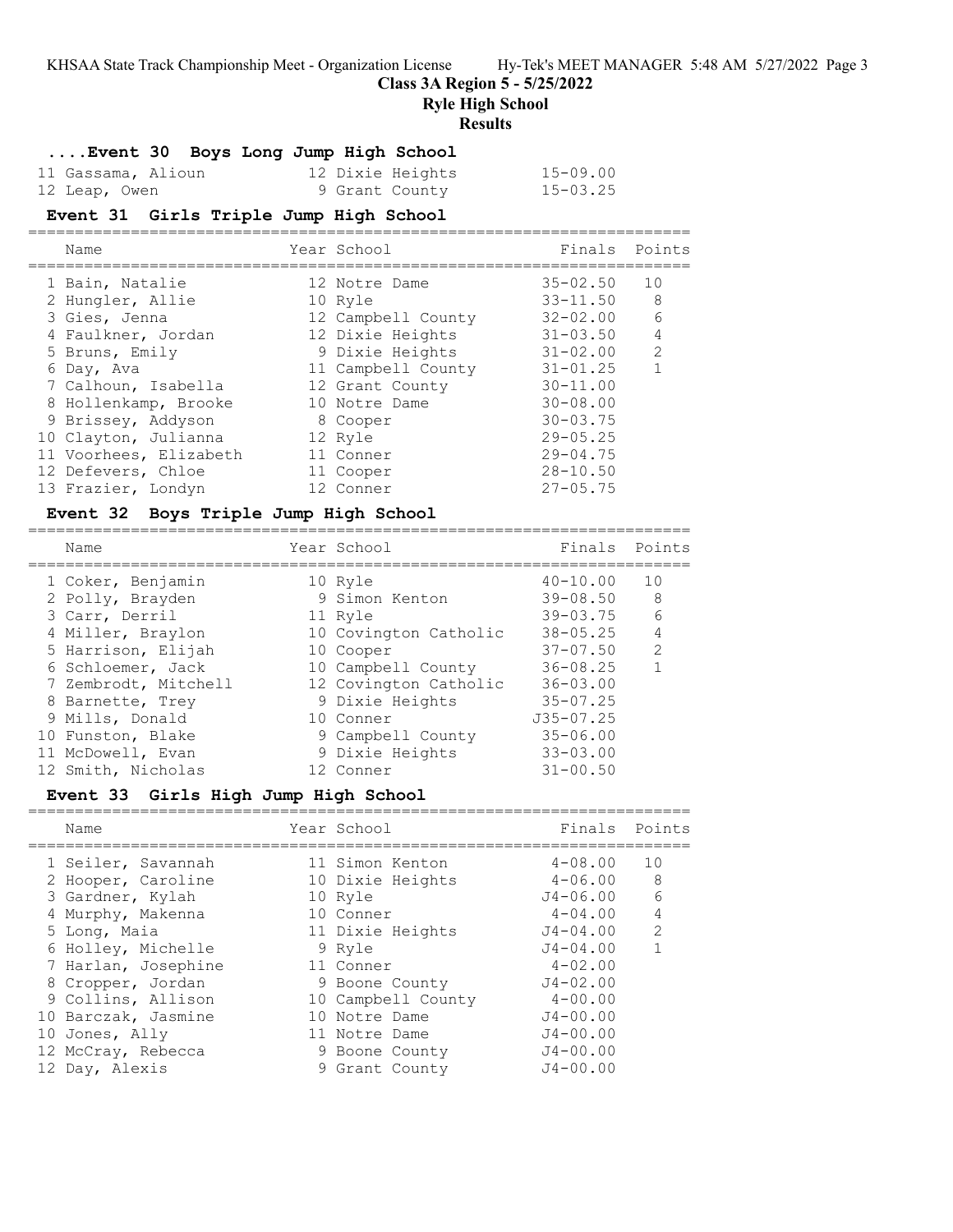# Class 3A Region 5 - 5/25/2022

## Ryle High School

### Results

#### ....Event 30 Boys Long Jump High School

| Name | Year | School | Finals |
|---|---|---|---|
| 11 Gassama, Alioun | 12 | Dixie Heights | 15-09.00 |
| 12 Leap, Owen | 9 | Grant County | 15-03.25 |

#### Event 31 Girls Triple Jump High School

| Name | Year | School | Finals | Points |
|---|---|---|---|---|
| 1 Bain, Natalie | 12 | Notre Dame | 35-02.50 | 10 |
| 2 Hungler, Allie | 10 | Ryle | 33-11.50 | 8 |
| 3 Gies, Jenna | 12 | Campbell County | 32-02.00 | 6 |
| 4 Faulkner, Jordan | 12 | Dixie Heights | 31-03.50 | 4 |
| 5 Bruns, Emily | 9 | Dixie Heights | 31-02.00 | 2 |
| 6 Day, Ava | 11 | Campbell County | 31-01.25 | 1 |
| 7 Calhoun, Isabella | 12 | Grant County | 30-11.00 | |
| 8 Hollenkamp, Brooke | 10 | Notre Dame | 30-08.00 | |
| 9 Brissey, Addyson | 8 | Cooper | 30-03.75 | |
| 10 Clayton, Julianna | 12 | Ryle | 29-05.25 | |
| 11 Voorhees, Elizabeth | 11 | Conner | 29-04.75 | |
| 12 Defevers, Chloe | 11 | Cooper | 28-10.50 | |
| 13 Frazier, Londyn | 12 | Conner | 27-05.75 | |

#### Event 32 Boys Triple Jump High School

| Name | Year | School | Finals | Points |
|---|---|---|---|---|
| 1 Coker, Benjamin | 10 | Ryle | 40-10.00 | 10 |
| 2 Polly, Brayden | 9 | Simon Kenton | 39-08.50 | 8 |
| 3 Carr, Derril | 11 | Ryle | 39-03.75 | 6 |
| 4 Miller, Braylon | 10 | Covington Catholic | 38-05.25 | 4 |
| 5 Harrison, Elijah | 10 | Cooper | 37-07.50 | 2 |
| 6 Schloemer, Jack | 10 | Campbell County | 36-08.25 | 1 |
| 7 Zembrodt, Mitchell | 12 | Covington Catholic | 36-03.00 | |
| 8 Barnette, Trey | 9 | Dixie Heights | 35-07.25 | |
| 9 Mills, Donald | 10 | Conner | J35-07.25 | |
| 10 Funston, Blake | 9 | Campbell County | 35-06.00 | |
| 11 McDowell, Evan | 9 | Dixie Heights | 33-03.00 | |
| 12 Smith, Nicholas | 12 | Conner | 31-00.50 | |

#### Event 33 Girls High Jump High School

| Name | Year | School | Finals | Points |
|---|---|---|---|---|
| 1 Seiler, Savannah | 11 | Simon Kenton | 4-08.00 | 10 |
| 2 Hooper, Caroline | 10 | Dixie Heights | 4-06.00 | 8 |
| 3 Gardner, Kylah | 10 | Ryle | J4-06.00 | 6 |
| 4 Murphy, Makenna | 10 | Conner | 4-04.00 | 4 |
| 5 Long, Maia | 11 | Dixie Heights | J4-04.00 | 2 |
| 6 Holley, Michelle | 9 | Ryle | J4-04.00 | 1 |
| 7 Harlan, Josephine | 11 | Conner | 4-02.00 | |
| 8 Cropper, Jordan | 9 | Boone County | J4-02.00 | |
| 9 Collins, Allison | 10 | Campbell County | 4-00.00 | |
| 10 Barczak, Jasmine | 10 | Notre Dame | J4-00.00 | |
| 10 Jones, Ally | 11 | Notre Dame | J4-00.00 | |
| 12 McCray, Rebecca | 9 | Boone County | J4-00.00 | |
| 12 Day, Alexis | 9 | Grant County | J4-00.00 | |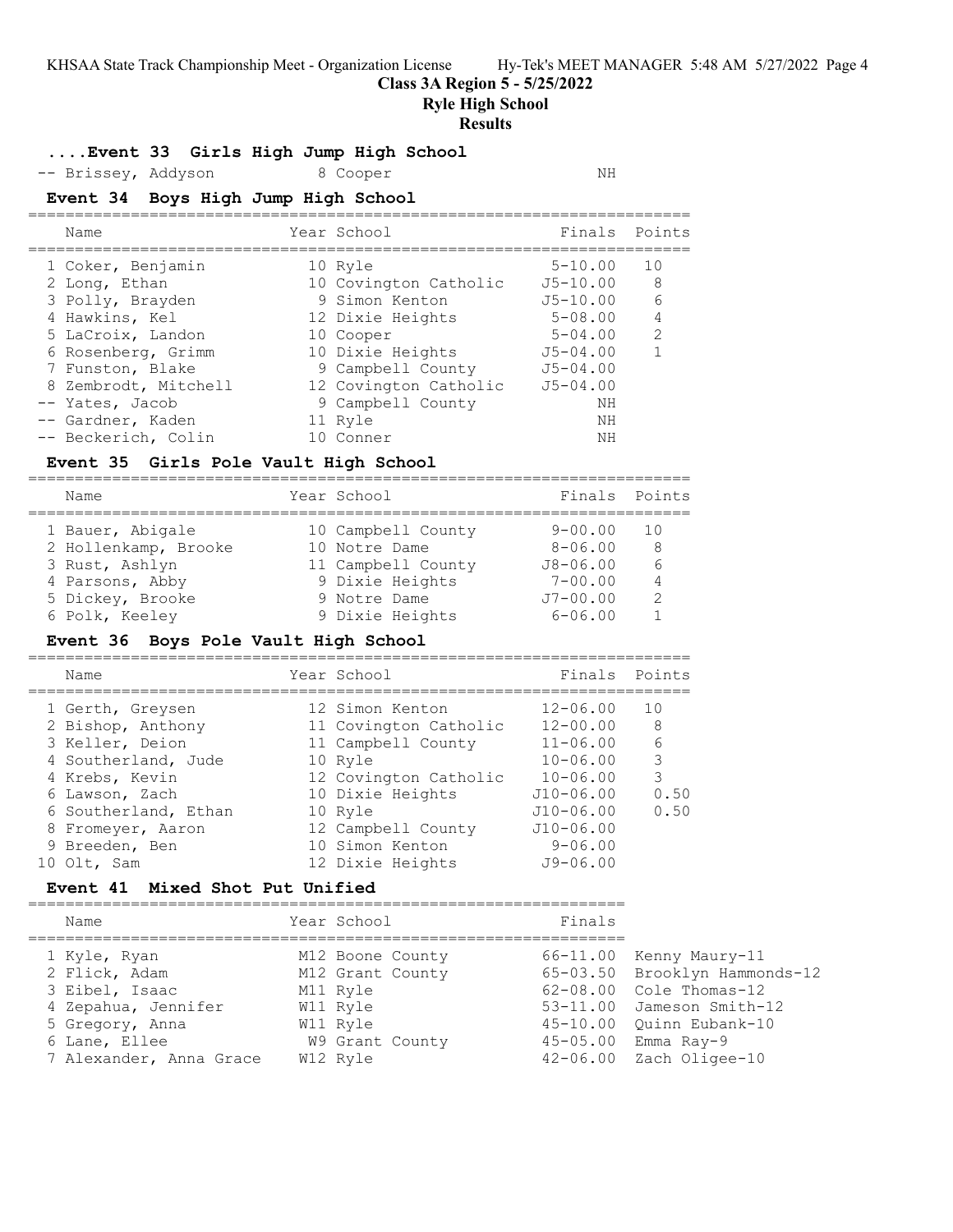**Class 3A Region 5 - 5/25/2022**

**Ryle High School**

**Results**

### ....Event 33 Girls High Jump High School

| Name | Year | School | Finals | Points |
|---|---|---|---|---|
| -- Brissey, Addyson | 8 | Cooper | NH | |

### Event 34 Boys High Jump High School

| Name | Year | School | Finals | Points |
|---|---|---|---|---|
| 1 Coker, Benjamin | 10 | Ryle | 5-10.00 | 10 |
| 2 Long, Ethan | 10 | Covington Catholic | J5-10.00 | 8 |
| 3 Polly, Brayden | 9 | Simon Kenton | J5-10.00 | 6 |
| 4 Hawkins, Kel | 12 | Dixie Heights | 5-08.00 | 4 |
| 5 LaCroix, Landon | 10 | Cooper | 5-04.00 | 2 |
| 6 Rosenberg, Grimm | 10 | Dixie Heights | J5-04.00 | 1 |
| 7 Funston, Blake | 9 | Campbell County | J5-04.00 | |
| 8 Zembrodt, Mitchell | 12 | Covington Catholic | J5-04.00 | |
| -- Yates, Jacob | 9 | Campbell County | NH | |
| -- Gardner, Kaden | 11 | Ryle | NH | |
| -- Beckerich, Colin | 10 | Conner | NH | |

### Event 35 Girls Pole Vault High School

| Name | Year | School | Finals | Points |
|---|---|---|---|---|
| 1 Bauer, Abigale | 10 | Campbell County | 9-00.00 | 10 |
| 2 Hollenkamp, Brooke | 10 | Notre Dame | 8-06.00 | 8 |
| 3 Rust, Ashlyn | 11 | Campbell County | J8-06.00 | 6 |
| 4 Parsons, Abby | 9 | Dixie Heights | 7-00.00 | 4 |
| 5 Dickey, Brooke | 9 | Notre Dame | J7-00.00 | 2 |
| 6 Polk, Keeley | 9 | Dixie Heights | 6-06.00 | 1 |

### Event 36 Boys Pole Vault High School

| Name | Year | School | Finals | Points |
|---|---|---|---|---|
| 1 Gerth, Greysen | 12 | Simon Kenton | 12-06.00 | 10 |
| 2 Bishop, Anthony | 11 | Covington Catholic | 12-00.00 | 8 |
| 3 Keller, Deion | 11 | Campbell County | 11-06.00 | 6 |
| 4 Southerland, Jude | 10 | Ryle | 10-06.00 | 3 |
| 4 Krebs, Kevin | 12 | Covington Catholic | 10-06.00 | 3 |
| 6 Lawson, Zach | 10 | Dixie Heights | J10-06.00 | 0.50 |
| 6 Southerland, Ethan | 10 | Ryle | J10-06.00 | 0.50 |
| 8 Fromeyer, Aaron | 12 | Campbell County | J10-06.00 | |
| 9 Breeden, Ben | 10 | Simon Kenton | 9-06.00 | |
| 10 Olt, Sam | 12 | Dixie Heights | J9-06.00 | |

### Event 41 Mixed Shot Put Unified

| Name | Year | School | Finals | |
|---|---|---|---|---|
| 1 Kyle, Ryan | M12 | Boone County | 66-11.00 | Kenny Maury-11 |
| 2 Flick, Adam | M12 | Grant County | 65-03.50 | Brooklyn Hammonds-12 |
| 3 Eibel, Isaac | M11 | Ryle | 62-08.00 | Cole Thomas-12 |
| 4 Zepahua, Jennifer | W11 | Ryle | 53-11.00 | Jameson Smith-12 |
| 5 Gregory, Anna | W11 | Ryle | 45-10.00 | Quinn Eubank-10 |
| 6 Lane, Ellee | W9 | Grant County | 45-05.00 | Emma Ray-9 |
| 7 Alexander, Anna Grace | W12 | Ryle | 42-06.00 | Zach Oligee-10 |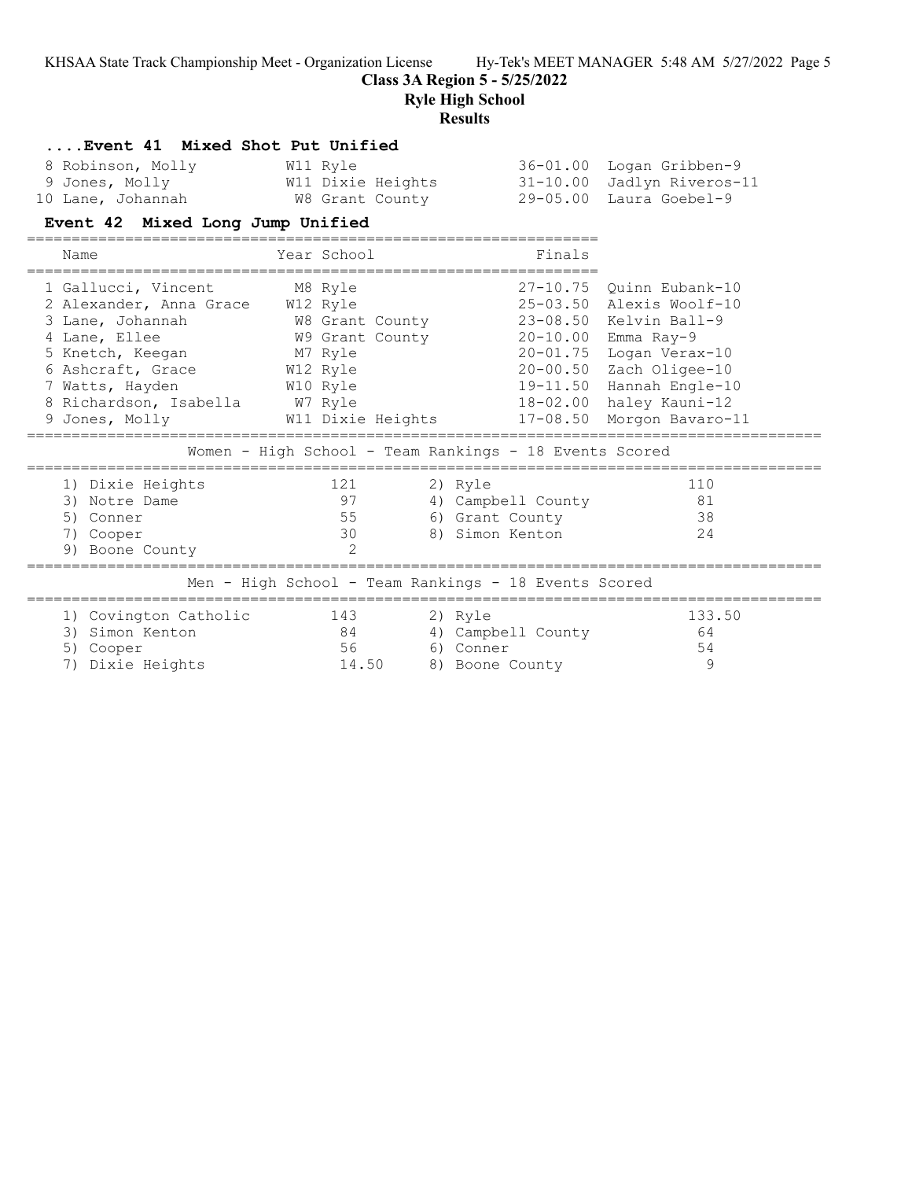## ....Event 41 Mixed Shot Put Unified

| | | | | |
|---|---|---|---|---|
| 8 | Robinson, Molly | W11 Ryle | 36-01.00 | Logan Gribben-9 |
| 9 | Jones, Molly | W11 Dixie Heights | 31-10.00 | Jadlyn Riveros-11 |
| 10 | Lane, Johannah | W8 Grant County | 29-05.00 | Laura Goebel-9 |

## Event 42 Mixed Long Jump Unified

| | Name | Year School | Finals | |
|---|---|---|---|---|
| 1 | Gallucci, Vincent | M8 Ryle | 27-10.75 | Quinn Eubank-10 |
| 2 | Alexander, Anna Grace | W12 Ryle | 25-03.50 | Alexis Woolf-10 |
| 3 | Lane, Johannah | W8 Grant County | 23-08.50 | Kelvin Ball-9 |
| 4 | Lane, Ellee | W9 Grant County | 20-10.00 | Emma Ray-9 |
| 5 | Knetch, Keegan | M7 Ryle | 20-01.75 | Logan Verax-10 |
| 6 | Ashcraft, Grace | W12 Ryle | 20-00.50 | Zach Oligee-10 |
| 7 | Watts, Hayden | W10 Ryle | 19-11.50 | Hannah Engle-10 |
| 8 | Richardson, Isabella | W7 Ryle | 18-02.00 | haley Kauni-12 |
| 9 | Jones, Molly | W11 Dixie Heights | 17-08.50 | Morgon Bavaro-11 |

### Women - High School - Team Rankings - 18 Events Scored

| | | | |
|---|---|---|---|
| 1) Dixie Heights | 121 | 2) Ryle | 110 |
| 3) Notre Dame | 97 | 4) Campbell County | 81 |
| 5) Conner | 55 | 6) Grant County | 38 |
| 7) Cooper | 30 | 8) Simon Kenton | 24 |
| 9) Boone County | 2 | | |

### Men - High School - Team Rankings - 18 Events Scored

| | | | |
|---|---|---|---|
| 1) Covington Catholic | 143 | 2) Ryle | 133.50 |
| 3) Simon Kenton | 84 | 4) Campbell County | 64 |
| 5) Cooper | 56 | 6) Conner | 54 |
| 7) Dixie Heights | 14.50 | 8) Boone County | 9 |